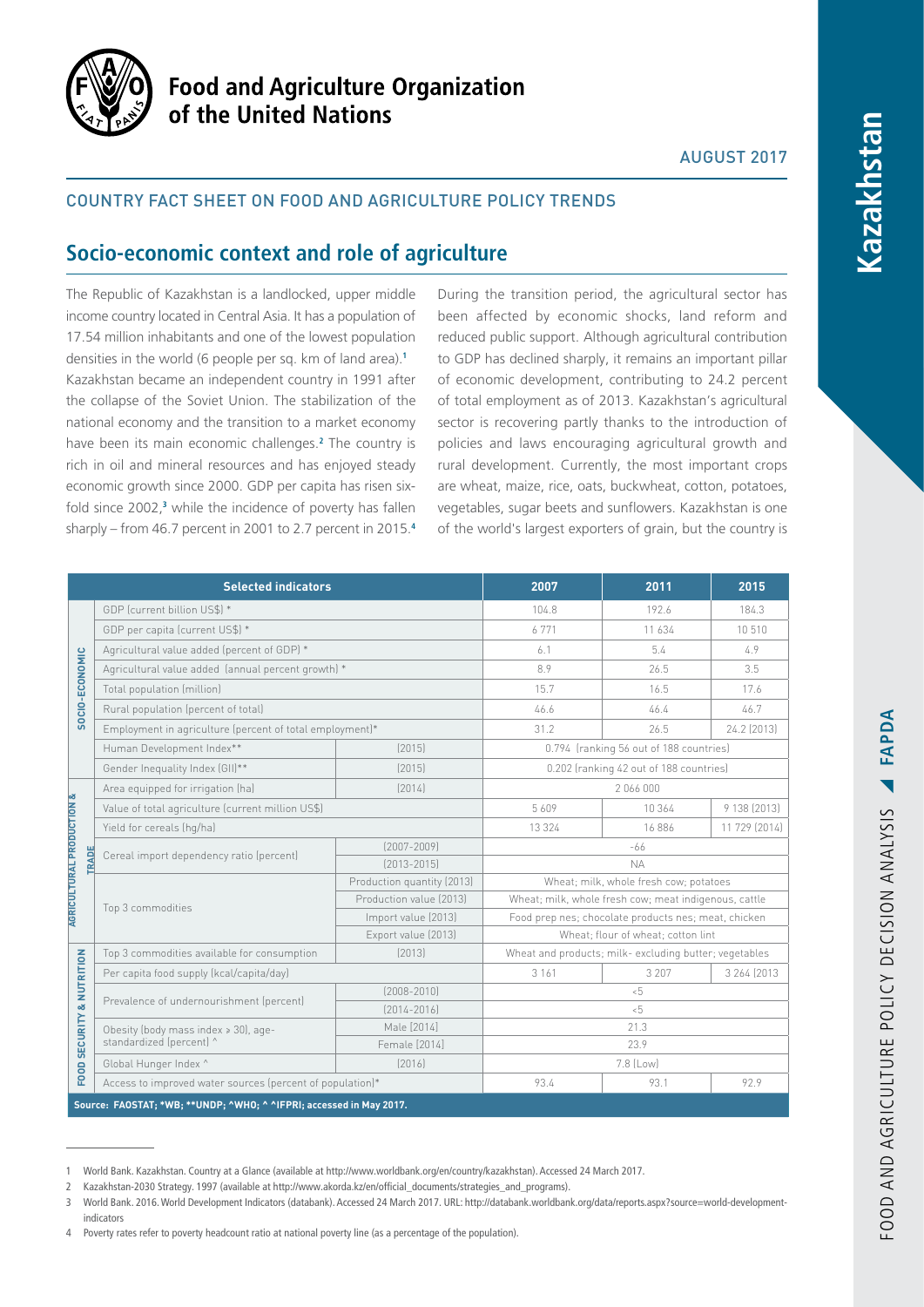# Food and Agriculture Organization of the United Nations

AUGUST 2017

## COUNTRY FACT SHEET ON FOOD AND AGRICULTURE POLICY TRENDS

# Kazakhstan

## Socio-economic context and role of agriculture

The Republic of Kazakhstan is a landlocked, upper middle income country located in Central Asia. It has a population of 17.54 million inhabitants and one of the lowest population densities in the world (6 people per sq. km of land area).[1] Kazakhstan became an independent country in 1991 after the collapse of the Soviet Union. The stabilization of the national economy and the transition to a market economy have been its main economic challenges.[2] The country is rich in oil and mineral resources and has enjoyed steady economic growth since 2000. GDP per capita has risen six-fold since 2002,[3] while the incidence of poverty has fallen sharply – from 46.7 percent in 2001 to 2.7 percent in 2015.[4]

During the transition period, the agricultural sector has been affected by economic shocks, land reform and reduced public support. Although agricultural contribution to GDP has declined sharply, it remains an important pillar of economic development, contributing to 24.2 percent of total employment as of 2013. Kazakhstan's agricultural sector is recovering partly thanks to the introduction of policies and laws encouraging agricultural growth and rural development. Currently, the most important crops are wheat, maize, rice, oats, buckwheat, cotton, potatoes, vegetables, sugar beets and sunflowers. Kazakhstan is one of the world's largest exporters of grain, but the country is

| | Selected indicators | | 2007 | 2011 | 2015 |
|---|---|---|---|---|---|
| SOCIO-ECONOMIC | GDP (current billion US$) * | | 104.8 | 192.6 | 184.3 |
| | GDP per capita (current US$) * | | 6 771 | 11 634 | 10 510 |
| | Agricultural value added (percent of GDP) * | | 6.1 | 5.4 | 4.9 |
| | Agricultural value added (annual percent growth) * | | 8.9 | 26.5 | 3.5 |
| | Total population (million) | | 15.7 | 16.5 | 17.6 |
| | Rural population (percent of total) | | 46.6 | 46.4 | 46.7 |
| | Employment in agriculture (percent of total employment)* | | 31.2 | 26.5 | 24.2 (2013) |
| | Human Development Index** | (2015) | 0.794 (ranking 56 out of 188 countries) | | |
| | Gender Inequality Index (GII)** | (2015) | 0.202 (ranking 42 out of 188 countries) | | |
| AGRICULTURAL PRODUCTION & TRADE | Area equipped for irrigation (ha) | (2014) | 2 066 000 | | |
| | Value of total agriculture (current million US$) | | 5 609 | 10 364 | 9 138 (2013) |
| | Yield for cereals (hg/ha) | | 13 324 | 16 886 | 11 729 (2014) |
| | Cereal import dependency ratio (percent) | (2007-2009) | -66 | | |
| | | (2013-2015) | NA | | |
| | Top 3 commodities | Production quantity (2013) | Wheat; milk, whole fresh cow; potatoes | | |
| | | Production value (2013) | Wheat; milk, whole fresh cow; meat indigenous, cattle | | |
| | | Import value (2013) | Food prep nes; chocolate products nes; meat, chicken | | |
| | | Export value (2013) | Wheat; flour of wheat; cotton lint | | |
| FOOD SECURITY & NUTRITION | Top 3 commodities available for consumption | (2013) | Wheat and products; milk- excluding butter; vegetables | | |
| | Per capita food supply (kcal/capita/day) | | 3 161 | 3 207 | 3 264 (2013 |
| | Prevalence of undernourishment (percent) | (2008-2010) | <5 | | |
| | | (2014-2016) | <5 | | |
| | Obesity (body mass index ≥ 30), age-standardized (percent) ^ | Male (2014) | 21.3 | | |
| | | Female (2014) | 23.9 | | |
| | Global Hunger Index ^ | (2016) | 7.8 (Low) | | |
| | Access to improved water sources (percent of population)* | | 93.4 | 93.1 | 92.9 |

**Source: FAOSTAT; \*WB; \*\*UNDP; ^WHO; ^ ^IFPRI; accessed in May 2017.**

---

1 World Bank. Kazakhstan. Country at a Glance (available at http://www.worldbank.org/en/country/kazakhstan). Accessed 24 March 2017.

2 Kazakhstan-2030 Strategy. 1997 (available at http://www.akorda.kz/en/official_documents/strategies_and_programs).

3 World Bank. 2016. World Development Indicators (databank). Accessed 24 March 2017. URL: http://databank.worldbank.org/data/reports.aspx?source=world-development-indicators

4 Poverty rates refer to poverty headcount ratio at national poverty line (as a percentage of the population).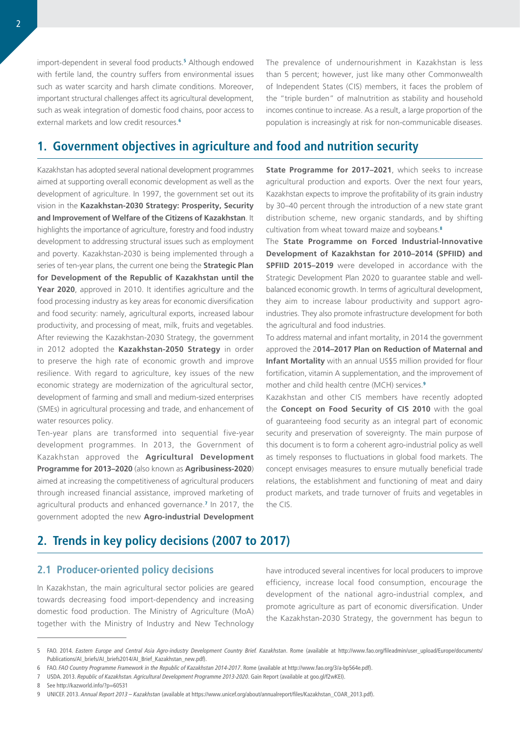import-dependent in several food products.[5] Although endowed with fertile land, the country suffers from environmental issues such as water scarcity and harsh climate conditions. Moreover, important structural challenges affect its agricultural development, such as weak integration of domestic food chains, poor access to external markets and low credit resources.[6]

The prevalence of undernourishment in Kazakhstan is less than 5 percent; however, just like many other Commonwealth of Independent States (CIS) members, it faces the problem of the "triple burden" of malnutrition as stability and household incomes continue to increase. As a result, a large proportion of the population is increasingly at risk for non-communicable diseases.

## 1. Government objectives in agriculture and food and nutrition security

Kazakhstan has adopted several national development programmes aimed at supporting overall economic development as well as the development of agriculture. In 1997, the government set out its vision in the **Kazakhstan-2030 Strategy: Prosperity, Security and Improvement of Welfare of the Citizens of Kazakhstan**. It highlights the importance of agriculture, forestry and food industry development to addressing structural issues such as employment and poverty. Kazakhstan-2030 is being implemented through a series of ten-year plans, the current one being the **Strategic Plan for Development of the Republic of Kazakhstan until the Year 2020**, approved in 2010. It identifies agriculture and the food processing industry as key areas for economic diversification and food security: namely, agricultural exports, increased labour productivity, and processing of meat, milk, fruits and vegetables. After reviewing the Kazakhstan-2030 Strategy, the government in 2012 adopted the **Kazakhstan-2050 Strategy** in order to preserve the high rate of economic growth and improve resilience. With regard to agriculture, key issues of the new economic strategy are modernization of the agricultural sector, development of farming and small and medium-sized enterprises (SMEs) in agricultural processing and trade, and enhancement of water resources policy.

Ten-year plans are transformed into sequential five-year development programmes. In 2013, the Government of Kazakhstan approved the **Agricultural Development Programme for 2013–2020** (also known as **Agribusiness-2020**) aimed at increasing the competitiveness of agricultural producers through increased financial assistance, improved marketing of agricultural products and enhanced governance.[7] In 2017, the government adopted the new **Agro-industrial Development State Programme for 2017–2021**, which seeks to increase agricultural production and exports. Over the next four years, Kazakhstan expects to improve the profitability of its grain industry by 30–40 percent through the introduction of a new state grant distribution scheme, new organic standards, and by shifting cultivation from wheat toward maize and soybeans.[8]

The **State Programme on Forced Industrial-Innovative Development of Kazakhstan for 2010–2014 (SPFIID) and SPFIID 2015–2019** were developed in accordance with the Strategic Development Plan 2020 to guarantee stable and well-balanced economic growth. In terms of agricultural development, they aim to increase labour productivity and support agro-industries. They also promote infrastructure development for both the agricultural and food industries.

To address maternal and infant mortality, in 2014 the government approved the 2**014–2017 Plan on Reduction of Maternal and Infant Mortality** with an annual US$5 million provided for flour fortification, vitamin A supplementation, and the improvement of mother and child health centre (MCH) services.[9]

Kazakhstan and other CIS members have recently adopted the **Concept on Food Security of CIS 2010** with the goal of guaranteeing food security as an integral part of economic security and preservation of sovereignty. The main purpose of this document is to form a coherent agro-industrial policy as well as timely responses to fluctuations in global food markets. The concept envisages measures to ensure mutually beneficial trade relations, the establishment and functioning of meat and dairy product markets, and trade turnover of fruits and vegetables in the CIS.

## 2. Trends in key policy decisions (2007 to 2017)

### 2.1 Producer-oriented policy decisions

In Kazakhstan, the main agricultural sector policies are geared towards decreasing food import-dependency and increasing domestic food production. The Ministry of Agriculture (MoA) together with the Ministry of Industry and New Technology have introduced several incentives for local producers to improve efficiency, increase local food consumption, encourage the development of the national agro-industrial complex, and promote agriculture as part of economic diversification. Under the Kazakhstan-2030 Strategy, the government has begun to

---

5 FAO. 2014. *Eastern Europe and Central Asia Agro-industry Development Country Brief. Kazakhstan*. Rome (available at http://www.fao.org/fileadmin/user_upload/Europe/documents/Publications/AI_briefs/AI_briefs2014/AI_Brief_Kazakhstan_new.pdf).

6 FAO. *FAO Country Programme Framework in the Republic of Kazakhstan 2014-2017*. Rome (available at http://www.fao.org/3/a-bp564e.pdf).

7 USDA. 2013. *Republic of Kazakhstan. Agricultural Development Programme 2013-2020*. Gain Report (available at goo.gl/f2wKEI).

8 See http://kazworld.info/?p=60531

9 UNICEF. 2013. *Annual Report 2013 – Kazakhstan* (available at https://www.unicef.org/about/annualreport/files/Kazakhstan_COAR_2013.pdf).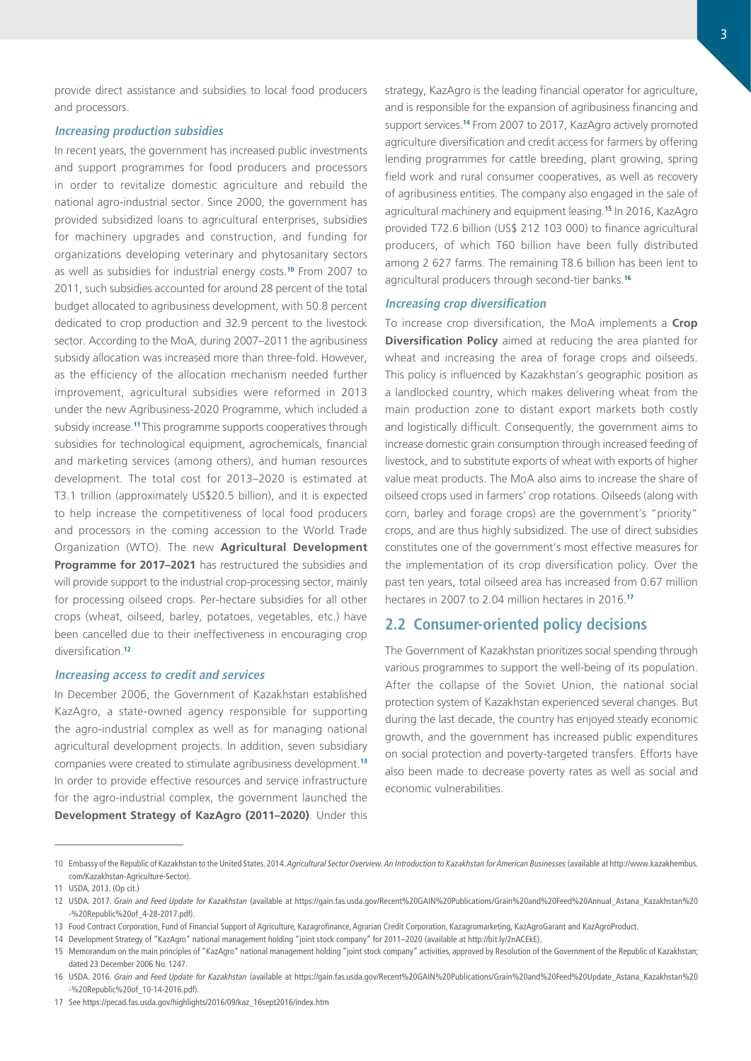provide direct assistance and subsidies to local food producers and processors.

### *Increasing production subsidies*

In recent years, the government has increased public investments and support programmes for food producers and processors in order to revitalize domestic agriculture and rebuild the national agro-industrial sector. Since 2000, the government has provided subsidized loans to agricultural enterprises, subsidies for machinery upgrades and construction, and funding for organizations developing veterinary and phytosanitary sectors as well as subsidies for industrial energy costs.[10] From 2007 to 2011, such subsidies accounted for around 28 percent of the total budget allocated to agribusiness development, with 50.8 percent dedicated to crop production and 32.9 percent to the livestock sector. According to the MoA, during 2007–2011 the agribusiness subsidy allocation was increased more than three-fold. However, as the efficiency of the allocation mechanism needed further improvement, agricultural subsidies were reformed in 2013 under the new Agribusiness-2020 Programme, which included a subsidy increase.[11] This programme supports cooperatives through subsidies for technological equipment, agrochemicals, financial and marketing services (among others), and human resources development. The total cost for 2013–2020 is estimated at T3.1 trillion (approximately US$20.5 billion), and it is expected to help increase the competitiveness of local food producers and processors in the coming accession to the World Trade Organization (WTO). The new **Agricultural Development Programme for 2017–2021** has restructured the subsidies and will provide support to the industrial crop-processing sector, mainly for processing oilseed crops. Per-hectare subsidies for all other crops (wheat, oilseed, barley, potatoes, vegetables, etc.) have been cancelled due to their ineffectiveness in encouraging crop diversification.[12]

### *Increasing access to credit and services*

In December 2006, the Government of Kazakhstan established KazAgro, a state-owned agency responsible for supporting the agro-industrial complex as well as for managing national agricultural development projects. In addition, seven subsidiary companies were created to stimulate agribusiness development.[13] In order to provide effective resources and service infrastructure for the agro-industrial complex, the government launched the **Development Strategy of KazAgro (2011–2020)**. Under this strategy, KazAgro is the leading financial operator for agriculture, and is responsible for the expansion of agribusiness financing and support services.[14] From 2007 to 2017, KazAgro actively promoted agriculture diversification and credit access for farmers by offering lending programmes for cattle breeding, plant growing, spring field work and rural consumer cooperatives, as well as recovery of agribusiness entities. The company also engaged in the sale of agricultural machinery and equipment leasing.[15] In 2016, KazAgro provided T72.6 billion (US$ 212 103 000) to finance agricultural producers, of which T60 billion have been fully distributed among 2 627 farms. The remaining T8.6 billion has been lent to agricultural producers through second-tier banks.[16]

### *Increasing crop diversification*

To increase crop diversification, the MoA implements a **Crop Diversification Policy** aimed at reducing the area planted for wheat and increasing the area of forage crops and oilseeds. This policy is influenced by Kazakhstan's geographic position as a landlocked country, which makes delivering wheat from the main production zone to distant export markets both costly and logistically difficult. Consequently, the government aims to increase domestic grain consumption through increased feeding of livestock, and to substitute exports of wheat with exports of higher value meat products. The MoA also aims to increase the share of oilseed crops used in farmers' crop rotations. Oilseeds (along with corn, barley and forage crops) are the government's "priority" crops, and are thus highly subsidized. The use of direct subsidies constitutes one of the government's most effective measures for the implementation of its crop diversification policy. Over the past ten years, total oilseed area has increased from 0.67 million hectares in 2007 to 2.04 million hectares in 2016.[17]

## 2.2 Consumer-oriented policy decisions

The Government of Kazakhstan prioritizes social spending through various programmes to support the well-being of its population. After the collapse of the Soviet Union, the national social protection system of Kazakhstan experienced several changes. But during the last decade, the country has enjoyed steady economic growth, and the government has increased public expenditures on social protection and poverty-targeted transfers. Efforts have also been made to decrease poverty rates as well as social and economic vulnerabilities.

---

10 Embassy of the Republic of Kazakhstan to the United States. 2014. *Agricultural Sector Overview. An Introduction to Kazakhstan for American Businesses* (available at http://www.kazakhembus.com/Kazakhstan-Agriculture-Sector).

11 USDA, 2013. (Op cit.)

12 USDA. 2017. *Grain and Feed Update for Kazakhstan* (available at https://gain.fas.usda.gov/Recent%20GAIN%20Publications/Grain%20and%20Feed%20Annual_Astana_Kazakhstan%20-%20Republic%20of_4-28-2017.pdf).

13 Food Contract Corporation, Fund of Financial Support of Agriculture, Kazagrofinance, Agrarian Credit Corporation, Kazagromarketing, KazAgroGarant and KazAgroProduct.

14 Development Strategy of "KazAgro" national management holding "joint stock company" for 2011–2020 (available at http://bit.ly/2nACEkE).

15 Memorandum on the main principles of "KazAgro" national management holding "joint stock company" activities, approved by Resolution of the Government of the Republic of Kazakhstan; dated 23 December 2006 No. 1247.

16 USDA. 2016. *Grain and Feed Update for Kazakhstan* (available at https://gain.fas.usda.gov/Recent%20GAIN%20Publications/Grain%20and%20Feed%20Update_Astana_Kazakhstan%20-%20Republic%20of_10-14-2016.pdf).

17 See https://pecad.fas.usda.gov/highlights/2016/09/kaz_16sept2016/index.htm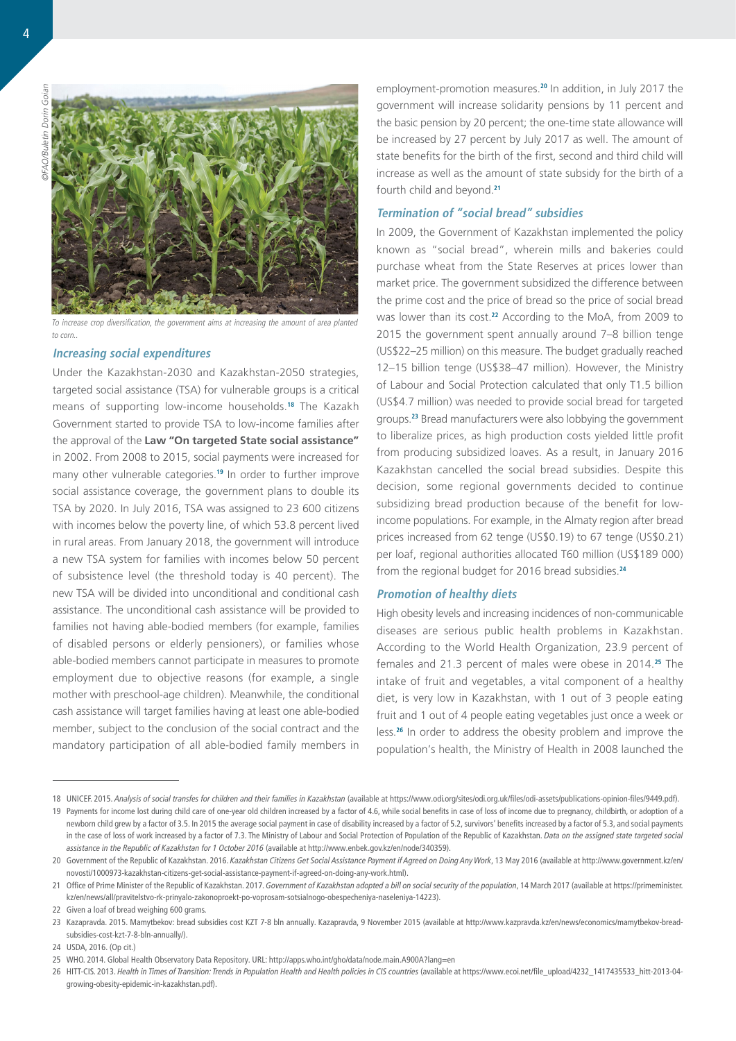*To increase crop diversification, the government aims at increasing the amount of area planted to corn..*

### Increasing social expenditures

Under the Kazakhstan-2030 and Kazakhstan-2050 strategies, targeted social assistance (TSA) for vulnerable groups is a critical means of supporting low-income households.[18] The Kazakh Government started to provide TSA to low-income families after the approval of the **Law "On targeted State social assistance"** in 2002. From 2008 to 2015, social payments were increased for many other vulnerable categories.[19] In order to further improve social assistance coverage, the government plans to double its TSA by 2020. In July 2016, TSA was assigned to 23 600 citizens with incomes below the poverty line, of which 53.8 percent lived in rural areas. From January 2018, the government will introduce a new TSA system for families with incomes below 50 percent of subsistence level (the threshold today is 40 percent). The new TSA will be divided into unconditional and conditional cash assistance. The unconditional cash assistance will be provided to families not having able-bodied members (for example, families of disabled persons or elderly pensioners), or families whose able-bodied members cannot participate in measures to promote employment due to objective reasons (for example, a single mother with preschool-age children). Meanwhile, the conditional cash assistance will target families having at least one able-bodied member, subject to the conclusion of the social contract and the mandatory participation of all able-bodied family members in employment-promotion measures.[20] In addition, in July 2017 the government will increase solidarity pensions by 11 percent and the basic pension by 20 percent; the one-time state allowance will be increased by 27 percent by July 2017 as well. The amount of state benefits for the birth of the first, second and third child will increase as well as the amount of state subsidy for the birth of a fourth child and beyond.[21]

### Termination of "social bread" subsidies

In 2009, the Government of Kazakhstan implemented the policy known as "social bread", wherein mills and bakeries could purchase wheat from the State Reserves at prices lower than market price. The government subsidized the difference between the prime cost and the price of bread so the price of social bread was lower than its cost.[22] According to the MoA, from 2009 to 2015 the government spent annually around 7–8 billion tenge (US$22–25 million) on this measure. The budget gradually reached 12–15 billion tenge (US$38–47 million). However, the Ministry of Labour and Social Protection calculated that only T1.5 billion (US$4.7 million) was needed to provide social bread for targeted groups.[23] Bread manufacturers were also lobbying the government to liberalize prices, as high production costs yielded little profit from producing subsidized loaves. As a result, in January 2016 Kazakhstan cancelled the social bread subsidies. Despite this decision, some regional governments decided to continue subsidizing bread production because of the benefit for low-income populations. For example, in the Almaty region after bread prices increased from 62 tenge (US$0.19) to 67 tenge (US$0.21) per loaf, regional authorities allocated T60 million (US$189 000) from the regional budget for 2016 bread subsidies.[24]

### Promotion of healthy diets

High obesity levels and increasing incidences of non-communicable diseases are serious public health problems in Kazakhstan. According to the World Health Organization, 23.9 percent of females and 21.3 percent of males were obese in 2014.[25] The intake of fruit and vegetables, a vital component of a healthy diet, is very low in Kazakhstan, with 1 out of 3 people eating fruit and 1 out of 4 people eating vegetables just once a week or less.[26] In order to address the obesity problem and improve the population's health, the Ministry of Health in 2008 launched the

---

18 UNICEF. 2015. *Analysis of social transfes for children and their families in Kazakhstan* (available at https://www.odi.org/sites/odi.org.uk/files/odi-assets/publications-opinion-files/9449.pdf).

19 Payments for income lost during child care of one-year old children increased by a factor of 4.6, while social benefits in case of loss of income due to pregnancy, childbirth, or adoption of a newborn child grew by a factor of 3.5. In 2015 the average social payment in case of disability increased by a factor of 5.2, survivors' benefits increased by a factor of 5.3, and social payments in the case of loss of work increased by a factor of 7.3. The Ministry of Labour and Social Protection of Population of the Republic of Kazakhstan. *Data on the assigned state targeted social assistance in the Republic of Kazakhstan for 1 October 2016* (available at http://www.enbek.gov.kz/en/node/340359).

20 Government of the Republic of Kazakhstan. 2016. *Kazakhstan Citizens Get Social Assistance Payment if Agreed on Doing Any Work*, 13 May 2016 (available at http://www.government.kz/en/novosti/1000973-kazakhstan-citizens-get-social-assistance-payment-if-agreed-on-doing-any-work.html).

21 Office of Prime Minister of the Republic of Kazakhstan. 2017. *Government of Kazakhstan adopted a bill on social security of the population*, 14 March 2017 (available at https://primeminister.kz/en/news/all/pravitelstvo-rk-prinyalo-zakonoproekt-po-voprosam-sotsialnogo-obespecheniya-naseleniya-14223).

22 Given a loaf of bread weighing 600 grams.

23 Kazapravda. 2015. Mamytbekov: bread subsidies cost KZT 7-8 bln annually. Kazapravda, 9 November 2015 (available at http://www.kazpravda.kz/en/news/economics/mamytbekov-bread-subsidies-cost-kzt-7-8-bln-annually/).

24 USDA, 2016. (Op cit.)

25 WHO. 2014. Global Health Observatory Data Repository. URL: http://apps.who.int/gho/data/node.main.A900A?lang=en

26 HITT-CIS. 2013. *Health in Times of Transition: Trends in Population Health and Health policies in CIS countries* (available at https://www.ecoi.net/file_upload/4232_1417435533_hitt-2013-04-growing-obesity-epidemic-in-kazakhstan.pdf).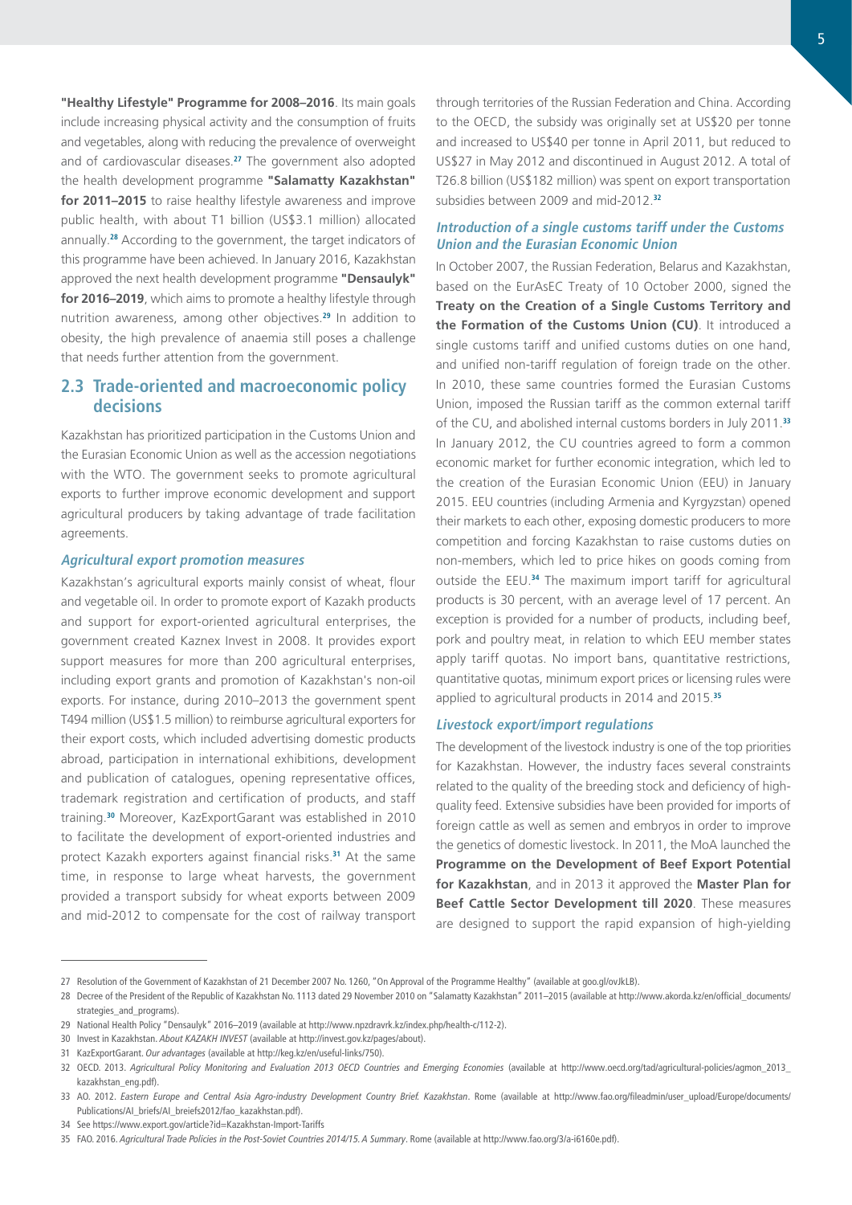**"Healthy Lifestyle" Programme for 2008–2016**. Its main goals include increasing physical activity and the consumption of fruits and vegetables, along with reducing the prevalence of overweight and of cardiovascular diseases.[27] The government also adopted the health development programme **"Salamatty Kazakhstan" for 2011–2015** to raise healthy lifestyle awareness and improve public health, with about T1 billion (US$3.1 million) allocated annually.[28] According to the government, the target indicators of this programme have been achieved. In January 2016, Kazakhstan approved the next health development programme **"Densaulyk" for 2016–2019**, which aims to promote a healthy lifestyle through nutrition awareness, among other objectives.[29] In addition to obesity, the high prevalence of anaemia still poses a challenge that needs further attention from the government.

## 2.3 Trade-oriented and macroeconomic policy decisions

Kazakhstan has prioritized participation in the Customs Union and the Eurasian Economic Union as well as the accession negotiations with the WTO. The government seeks to promote agricultural exports to further improve economic development and support agricultural producers by taking advantage of trade facilitation agreements.

### *Agricultural export promotion measures*

Kazakhstan's agricultural exports mainly consist of wheat, flour and vegetable oil. In order to promote export of Kazakh products and support for export-oriented agricultural enterprises, the government created Kaznex Invest in 2008. It provides export support measures for more than 200 agricultural enterprises, including export grants and promotion of Kazakhstan's non-oil exports. For instance, during 2010–2013 the government spent T494 million (US$1.5 million) to reimburse agricultural exporters for their export costs, which included advertising domestic products abroad, participation in international exhibitions, development and publication of catalogues, opening representative offices, trademark registration and certification of products, and staff training.[30] Moreover, KazExportGarant was established in 2010 to facilitate the development of export-oriented industries and protect Kazakh exporters against financial risks.[31] At the same time, in response to large wheat harvests, the government provided a transport subsidy for wheat exports between 2009 and mid-2012 to compensate for the cost of railway transport through territories of the Russian Federation and China. According to the OECD, the subsidy was originally set at US$20 per tonne and increased to US$40 per tonne in April 2011, but reduced to US$27 in May 2012 and discontinued in August 2012. A total of T26.8 billion (US$182 million) was spent on export transportation subsidies between 2009 and mid-2012.[32]

### *Introduction of a single customs tariff under the Customs Union and the Eurasian Economic Union*

In October 2007, the Russian Federation, Belarus and Kazakhstan, based on the EurAsEC Treaty of 10 October 2000, signed the **Treaty on the Creation of a Single Customs Territory and the Formation of the Customs Union (CU)**. It introduced a single customs tariff and unified customs duties on one hand, and unified non-tariff regulation of foreign trade on the other. In 2010, these same countries formed the Eurasian Customs Union, imposed the Russian tariff as the common external tariff of the CU, and abolished internal customs borders in July 2011.[33] In January 2012, the CU countries agreed to form a common economic market for further economic integration, which led to the creation of the Eurasian Economic Union (EEU) in January 2015. EEU countries (including Armenia and Kyrgyzstan) opened their markets to each other, exposing domestic producers to more competition and forcing Kazakhstan to raise customs duties on non-members, which led to price hikes on goods coming from outside the EEU.[34] The maximum import tariff for agricultural products is 30 percent, with an average level of 17 percent. An exception is provided for a number of products, including beef, pork and poultry meat, in relation to which EEU member states apply tariff quotas. No import bans, quantitative restrictions, quantitative quotas, minimum export prices or licensing rules were applied to agricultural products in 2014 and 2015.[35]

### *Livestock export/import regulations*

The development of the livestock industry is one of the top priorities for Kazakhstan. However, the industry faces several constraints related to the quality of the breeding stock and deficiency of high-quality feed. Extensive subsidies have been provided for imports of foreign cattle as well as semen and embryos in order to improve the genetics of domestic livestock. In 2011, the MoA launched the **Programme on the Development of Beef Export Potential for Kazakhstan**, and in 2013 it approved the **Master Plan for Beef Cattle Sector Development till 2020**. These measures are designed to support the rapid expansion of high-yielding

---

27 Resolution of the Government of Kazakhstan of 21 December 2007 No. 1260, "On Approval of the Programme Healthy" (available at goo.gl/ovJkLB).

28 Decree of the President of the Republic of Kazakhstan No. 1113 dated 29 November 2010 on "Salamatty Kazakhstan" 2011–2015 (available at http://www.akorda.kz/en/official_documents/strategies_and_programs).

29 National Health Policy "Densaulyk" 2016–2019 (available at http://www.npzdravrk.kz/index.php/health-c/112-2).

30 Invest in Kazakhstan. *About KAZAKH INVEST* (available at http://invest.gov.kz/pages/about).

31 KazExportGarant. *Our advantages* (available at http://keg.kz/en/useful-links/750).

32 OECD. 2013. *Agricultural Policy Monitoring and Evaluation 2013 OECD Countries and Emerging Economies* (available at http://www.oecd.org/tad/agricultural-policies/agmon_2013_kazakhstan_eng.pdf).

33 AO. 2012. *Eastern Europe and Central Asia Agro-industry Development Country Brief. Kazakhstan*. Rome (available at http://www.fao.org/fileadmin/user_upload/Europe/documents/Publications/AI_briefs/AI_breiefs2012/fao_kazakhstan.pdf).

34 See https://www.export.gov/article?id=Kazakhstan-Import-Tariffs

35 FAO. 2016. *Agricultural Trade Policies in the Post-Soviet Countries 2014/15. A Summary*. Rome (available at http://www.fao.org/3/a-i6160e.pdf).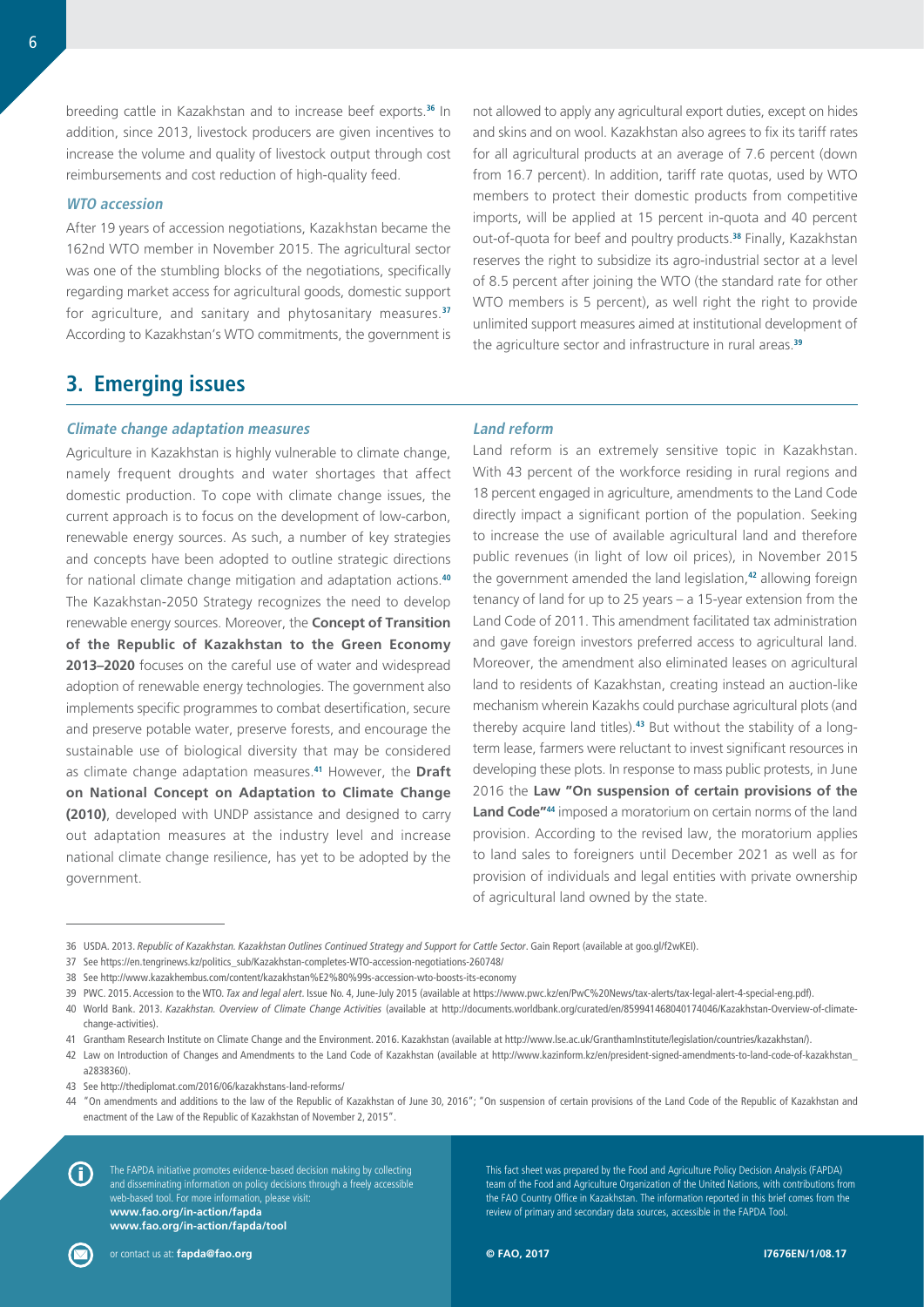breeding cattle in Kazakhstan and to increase beef exports.[36] In addition, since 2013, livestock producers are given incentives to increase the volume and quality of livestock output through cost reimbursements and cost reduction of high-quality feed.

#### *WTO accession*

After 19 years of accession negotiations, Kazakhstan became the 162nd WTO member in November 2015. The agricultural sector was one of the stumbling blocks of the negotiations, specifically regarding market access for agricultural goods, domestic support for agriculture, and sanitary and phytosanitary measures.[37] According to Kazakhstan's WTO commitments, the government is not allowed to apply any agricultural export duties, except on hides and skins and on wool. Kazakhstan also agrees to fix its tariff rates for all agricultural products at an average of 7.6 percent (down from 16.7 percent). In addition, tariff rate quotas, used by WTO members to protect their domestic products from competitive imports, will be applied at 15 percent in-quota and 40 percent out-of-quota for beef and poultry products.[38] Finally, Kazakhstan reserves the right to subsidize its agro-industrial sector at a level of 8.5 percent after joining the WTO (the standard rate for other WTO members is 5 percent), as well right the right to provide unlimited support measures aimed at institutional development of the agriculture sector and infrastructure in rural areas.[39]

## 3. Emerging issues

#### *Climate change adaptation measures*

Agriculture in Kazakhstan is highly vulnerable to climate change, namely frequent droughts and water shortages that affect domestic production. To cope with climate change issues, the current approach is to focus on the development of low-carbon, renewable energy sources. As such, a number of key strategies and concepts have been adopted to outline strategic directions for national climate change mitigation and adaptation actions.[40] The Kazakhstan-2050 Strategy recognizes the need to develop renewable energy sources. Moreover, the **Concept of Transition of the Republic of Kazakhstan to the Green Economy 2013–2020** focuses on the careful use of water and widespread adoption of renewable energy technologies. The government also implements specific programmes to combat desertification, secure and preserve potable water, preserve forests, and encourage the sustainable use of biological diversity that may be considered as climate change adaptation measures.[41] However, the **Draft on National Concept on Adaptation to Climate Change (2010)**, developed with UNDP assistance and designed to carry out adaptation measures at the industry level and increase national climate change resilience, has yet to be adopted by the government.

#### *Land reform*

Land reform is an extremely sensitive topic in Kazakhstan. With 43 percent of the workforce residing in rural regions and 18 percent engaged in agriculture, amendments to the Land Code directly impact a significant portion of the population. Seeking to increase the use of available agricultural land and therefore public revenues (in light of low oil prices), in November 2015 the government amended the land legislation,[42] allowing foreign tenancy of land for up to 25 years – a 15-year extension from the Land Code of 2011. This amendment facilitated tax administration and gave foreign investors preferred access to agricultural land. Moreover, the amendment also eliminated leases on agricultural land to residents of Kazakhstan, creating instead an auction-like mechanism wherein Kazakhs could purchase agricultural plots (and thereby acquire land titles).[43] But without the stability of a long-term lease, farmers were reluctant to invest significant resources in developing these plots. In response to mass public protests, in June 2016 the **Law "On suspension of certain provisions of the Land Code"**[44] imposed a moratorium on certain norms of the land provision. According to the revised law, the moratorium applies to land sales to foreigners until December 2021 as well as for provision of individuals and legal entities with private ownership of agricultural land owned by the state.

---

36 USDA. 2013. *Republic of Kazakhstan. Kazakhstan Outlines Continued Strategy and Support for Cattle Sector*. Gain Report (available at goo.gl/f2wKEI).

37 See https://en.tengrinews.kz/politics_sub/Kazakhstan-completes-WTO-accession-negotiations-260748/

38 See http://www.kazakhembus.com/content/kazakhstan%E2%80%99s-accession-wto-boosts-its-economy

39 PWC. 2015. Accession to the WTO. *Tax and legal alert*. Issue No. 4, June-July 2015 (available at https://www.pwc.kz/en/PwC%20News/tax-alerts/tax-legal-alert-4-special-eng.pdf).

40 World Bank. 2013. *Kazakhstan. Overview of Climate Change Activities* (available at http://documents.worldbank.org/curated/en/859941468040174046/Kazakhstan-Overview-of-climate-change-activities).

41 Grantham Research Institute on Climate Change and the Environment. 2016. Kazakhstan (available at http://www.lse.ac.uk/GranthamInstitute/legislation/countries/kazakhstan/).

42 Law on Introduction of Changes and Amendments to the Land Code of Kazakhstan (available at http://www.kazinform.kz/en/president-signed-amendments-to-land-code-of-kazakhstan_a2838360).

43 See http://thediplomat.com/2016/06/kazakhstans-land-reforms/

44 "On amendments and additions to the law of the Republic of Kazakhstan of June 30, 2016"; "On suspension of certain provisions of the Land Code of the Republic of Kazakhstan and enactment of the Law of the Republic of Kazakhstan of November 2, 2015".

---

The FAPDA initiative promotes evidence-based decision making by collecting and disseminating information on policy decisions through a freely accessible web-based tool. For more information, please visit:
**www.fao.org/in-action/fapda**
**www.fao.org/in-action/fapda/tool**

or contact us at: **fapda@fao.org**

This fact sheet was prepared by the Food and Agriculture Policy Decision Analysis (FAPDA) team of the Food and Agriculture Organization of the United Nations, with contributions from the FAO Country Office in Kazakhstan. The information reported in this brief comes from the review of primary and secondary data sources, accessible in the FAPDA Tool.

**© FAO, 2017**

**I7676EN/1/08.17**